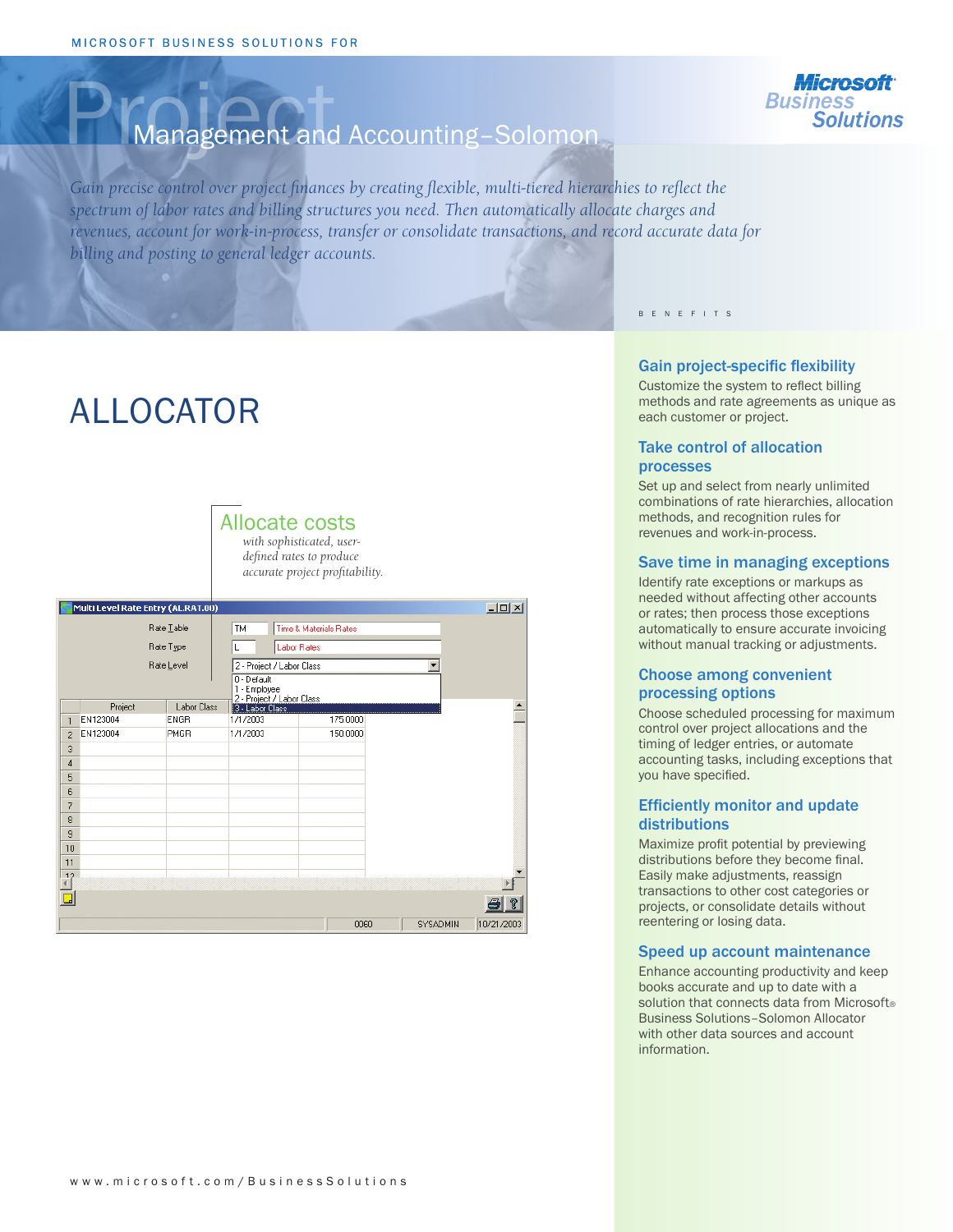MICROSOFT BUSINESS SOLUTIONS FOR

# Project Management and Accounting–Solomon

*Gain precise control over project finances by creating flexible, multi-tiered hierarchies to reflect the spectrum of labor rates and billing structures you need. Then automatically allocate charges and revenues, account for work-in-process, transfer or consolidate transactions, and record accurate data for billing and posting to general ledger accounts.*

## ALLOCATOR

### Allocate costs

*with sophisticated, user-defined rates to produce accurate project profitability.*

Multi Level Rate Entry (AL.RAT.00)

Rate Table: TM — Time & Materials Rates
Rate Type: L — Labor Rates
Rate Level: 2 - Project / Labor Class

- 0 - Default
- 1 - Employee
- 2 - Project / Labor Class
- 3 - Labor Class

| | Project | Labor Class | | |
|---|---|---|---|---|
| 1 | EN123004 | ENGR | 1/1/2003 | 175.0000 |
| 2 | EN123004 | PMGR | 1/1/2003 | 150.0000 |

0060 SYSADMIN 10/21/2003

## BENEFITS

### Gain project-specific flexibility

Customize the system to reflect billing methods and rate agreements as unique as each customer or project.

### Take control of allocation processes

Set up and select from nearly unlimited combinations of rate hierarchies, allocation methods, and recognition rules for revenues and work-in-process.

### Save time in managing exceptions

Identify rate exceptions or markups as needed without affecting other accounts or rates; then process those exceptions automatically to ensure accurate invoicing without manual tracking or adjustments.

### Choose among convenient processing options

Choose scheduled processing for maximum control over project allocations and the timing of ledger entries, or automate accounting tasks, including exceptions that you have specified.

### Efficiently monitor and update distributions

Maximize profit potential by previewing distributions before they become final. Easily make adjustments, reassign transactions to other cost categories or projects, or consolidate details without reentering or losing data.

### Speed up account maintenance

Enhance accounting productivity and keep books accurate and up to date with a solution that connects data from Microsoft® Business Solutions–Solomon Allocator with other data sources and account information.

www.microsoft.com/BusinessSolutions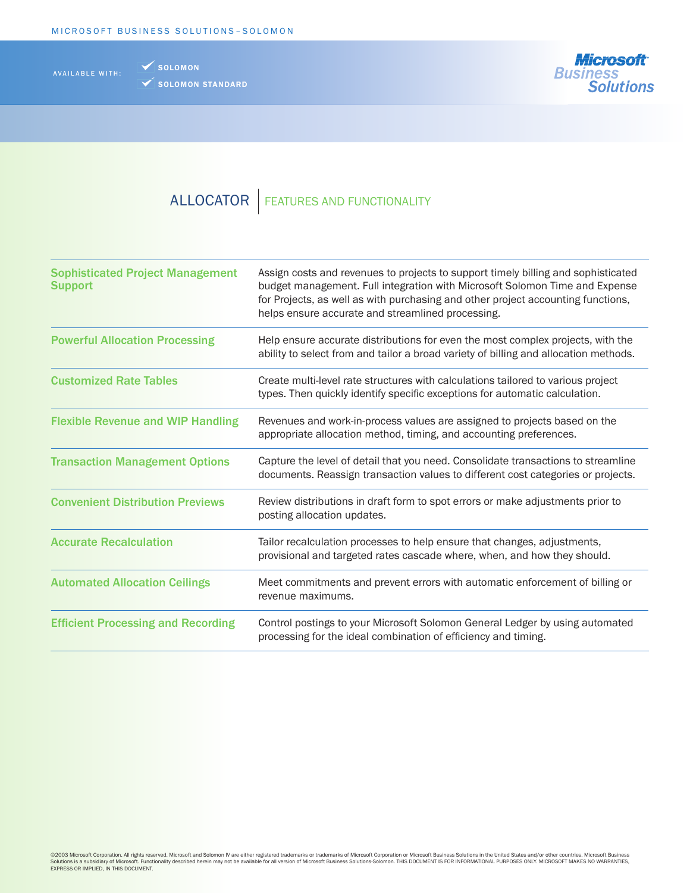MICROSOFT BUSINESS SOLUTIONS–SOLOMON

AVAILABLE WITH:
- SOLOMON
- SOLOMON STANDARD

Microsoft Business Solutions

# ALLOCATOR | FEATURES AND FUNCTIONALITY

| | |
|---|---|
| **Sophisticated Project Management Support** | Assign costs and revenues to projects to support timely billing and sophisticated budget management. Full integration with Microsoft Solomon Time and Expense for Projects, as well as with purchasing and other project accounting functions, helps ensure accurate and streamlined processing. |
| **Powerful Allocation Processing** | Help ensure accurate distributions for even the most complex projects, with the ability to select from and tailor a broad variety of billing and allocation methods. |
| **Customized Rate Tables** | Create multi-level rate structures with calculations tailored to various project types. Then quickly identify specific exceptions for automatic calculation. |
| **Flexible Revenue and WIP Handling** | Revenues and work-in-process values are assigned to projects based on the appropriate allocation method, timing, and accounting preferences. |
| **Transaction Management Options** | Capture the level of detail that you need. Consolidate transactions to streamline documents. Reassign transaction values to different cost categories or projects. |
| **Convenient Distribution Previews** | Review distributions in draft form to spot errors or make adjustments prior to posting allocation updates. |
| **Accurate Recalculation** | Tailor recalculation processes to help ensure that changes, adjustments, provisional and targeted rates cascade where, when, and how they should. |
| **Automated Allocation Ceilings** | Meet commitments and prevent errors with automatic enforcement of billing or revenue maximums. |
| **Efficient Processing and Recording** | Control postings to your Microsoft Solomon General Ledger by using automated processing for the ideal combination of efficiency and timing. |

©2003 Microsoft Corporation. All rights reserved. Microsoft and Solomon IV are either registered trademarks or trademarks of Microsoft Corporation or Microsoft Business Solutions in the United States and/or other countries. Microsoft Business Solutions is a subsidiary of Microsoft. Functionality described herein may not be available for all version of Microsoft Business Solutions-Solomon. THIS DOCUMENT IS FOR INFORMATIONAL PURPOSES ONLY. MICROSOFT MAKES NO WARRANTIES, EXPRESS OR IMPLIED, IN THIS DOCUMENT.